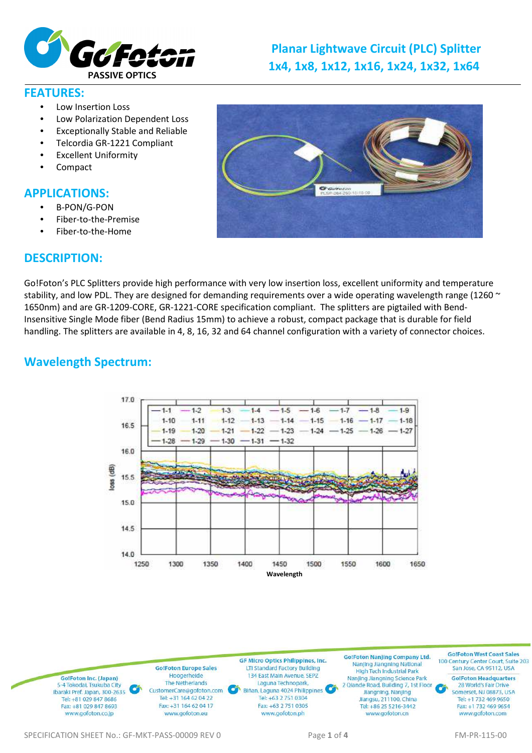# Planar Lightwave Circuit (PLC) Splitter
## 1x4, 1x8, 1x12, 1x16, 1x24, 1x32, 1x64

## FEATURES:

- Low Insertion Loss
- Low Polarization Dependent Loss
- Exceptionally Stable and Reliable
- Telcordia GR-1221 Compliant
- Excellent Uniformity
- Compact

## APPLICATIONS:

- B-PON/G-PON
- Fiber-to-the-Premise
- Fiber-to-the-Home

## DESCRIPTION:

Go!Foton's PLC Splitters provide high performance with very low insertion loss, excellent uniformity and temperature stability, and low PDL. They are designed for demanding requirements over a wide operating wavelength range (1260 ~ 1650nm) and are GR-1209-CORE, GR-1221-CORE specification compliant. The splitters are pigtailed with Bend-Insensitive Single Mode fiber (Bend Radius 15mm) to achieve a robust, compact package that is durable for field handling. The splitters are available in 4, 8, 16, 32 and 64 channel configuration with a variety of connector choices.

## Wavelength Spectrum:

Go!Foton Inc. (Japan)
5-4 Tokodai, Tsukuba City
Ibaraki Pref. Japan, 300-2635
Tel: +81 029 847 8686
Fax: +81 029 847 8693
www.gofoton.co.jp

Go!Foton Europe Sales
Hoogerheide
The Netherlands
CustomerCare@gofoton.com
Tel: +31 164 62 04 22
Fax: +31 164 62 04 17
www.gofoton.eu

GF Micro Optics Philippines, Inc.
LTI Standard Factory Building
134 East Main Avenue, SEPZ
Laguna Technopark,
Biñan, Laguna 4024 Philippines
Tel: +63 2 751 0304
Fax: +63 2 751 0305
www.gofoton.ph

Go!Foton Nanjing Company Ltd.
Nanjing Jiangning National
High Tech Industrial Park
Nanjing Jiangning Science Park
2 Qiande Road, Building 7, 1st Floor
Jiangning, Nanjing
Jiangsu, 211100, China
Tel: +86 25 5216-3442
www.gofoton.cn

Go!Foton West Coast Sales
100 Century Center Court, Suite 203
San Jose, CA 95112, USA

Go!Foton Headquarters
28 World's Fair Drive
Somerset, NJ 08873, USA
Tel: +1 732 469 9650
Fax: +1 732 469 9654
www.gofoton.com

SPECIFICATION SHEET No.: GF-MKT-PASS-00009 REV 0

FM-PR-115-00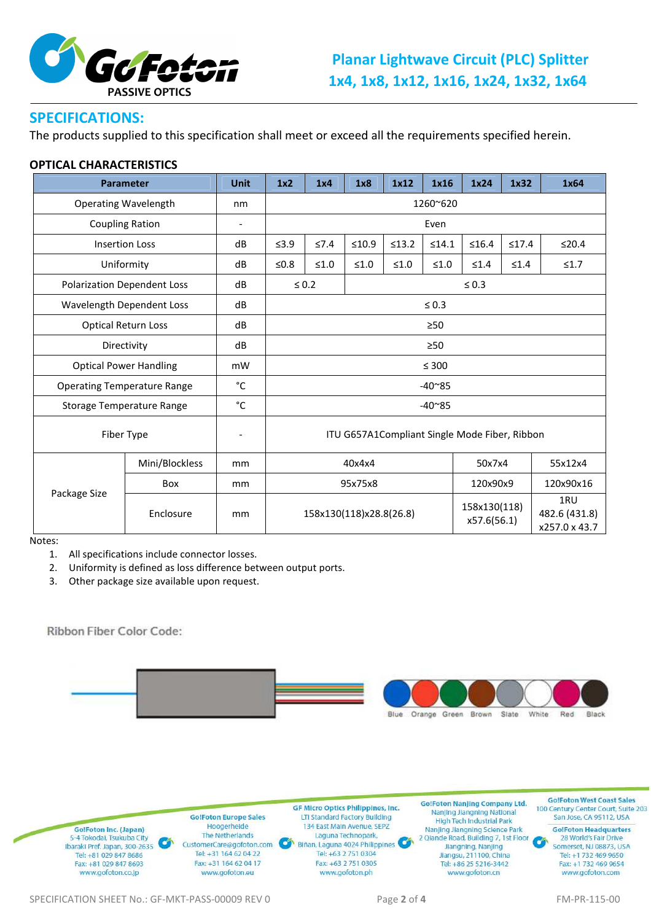# Planar Lightwave Circuit (PLC) Splitter
## 1x4, 1x8, 1x12, 1x16, 1x24, 1x32, 1x64

## SPECIFICATIONS:

The products supplied to this specification shall meet or exceed all the requirements specified herein.

### OPTICAL CHARACTERISTICS

| Parameter | | Unit | 1x2 | 1x4 | 1x8 | 1x12 | 1x16 | 1x24 | 1x32 | 1x64 |
|---|---|---|---|---|---|---|---|---|---|---|
| Operating Wavelength | | nm | 1260~620 | | | | | | | |
| Coupling Ration | | - | Even | | | | | | | |
| Insertion Loss | | dB | ≤3.9 | ≤7.4 | ≤10.9 | ≤13.2 | ≤14.1 | ≤16.4 | ≤17.4 | ≤20.4 |
| Uniformity | | dB | ≤0.8 | ≤1.0 | ≤1.0 | ≤1.0 | ≤1.0 | ≤1.4 | ≤1.4 | ≤1.7 |
| Polarization Dependent Loss | | dB | ≤ 0.2 | | ≤ 0.3 | | | | | |
| Wavelength Dependent Loss | | dB | ≤ 0.3 | | | | | | | |
| Optical Return Loss | | dB | ≥50 | | | | | | | |
| Directivity | | dB | ≥50 | | | | | | | |
| Optical Power Handling | | mW | ≤ 300 | | | | | | | |
| Operating Temperature Range | | °C | -40~85 | | | | | | | |
| Storage Temperature Range | | °C | -40~85 | | | | | | | |
| Fiber Type | | - | ITU G657A1Compliant Single Mode Fiber, Ribbon | | | | | | | |
| Package Size | Mini/Blockless | mm | 40x4x4 | | | | | 50x7x4 | | 55x12x4 |
| | Box | mm | 95x75x8 | | | | | 120x90x9 | | 120x90x16 |
| | Enclosure | mm | 158x130(118)x28.8(26.8) | | | | | 158x130(118) x57.6(56.1) | | 1RU 482.6 (431.8) x257.0 x 43.7 |

Notes:

1. All specifications include connector losses.
2. Uniformity is defined as loss difference between output ports.
3. Other package size available upon request.

Ribbon Fiber Color Code:

Blue Orange Green Brown Slate White Red Black

**Go!Foton Inc. (Japan)**
5-4 Tokodai, Tsukuba City
Ibaraki Pref. Japan, 300-2635
Tel: +81 029 847 8686
Fax: +81 029 847 8693
www.gofoton.co.jp

**Go!Foton Europe Sales**
Hoogerheide
The Netherlands
CustomerCare@gofoton.com
Tel: +31 164 62 04 22
Fax: +31 164 62 04 17
www.gofoton.eu

**GF Micro Optics Philippines, Inc.**
LTI Standard Factory Building
134 East Main Avenue, SEPZ
Laguna Technopark,
Biñan, Laguna 4024 Philippines
Tel: +63 2 751 0304
Fax: +63 2 751 0305
www.gofoton.ph

**Go!Foton Nanjing Company Ltd.**
Nanjing Jiangning National
High Tech Industrial Park
Nanjing Jiangning Science Park
2 Qiande Road, Building 7, 1st Floor
Jiangning, Nanjing
Jiangsu, 211100, China
Tel: +86 25 5216-3442
www.gofoton.cn

**Go!Foton West Coast Sales**
100 Century Center Court, Suite 203
San Jose, CA 95112, USA

**Go!Foton Headquarters**
28 World's Fair Drive
Somerset, NJ 08873, USA
Tel: +1 732 469 9650
Fax: +1 732 469 9654
www.gofoton.com

SPECIFICATION SHEET No.: GF-MKT-PASS-00009 REV 0

FM-PR-115-00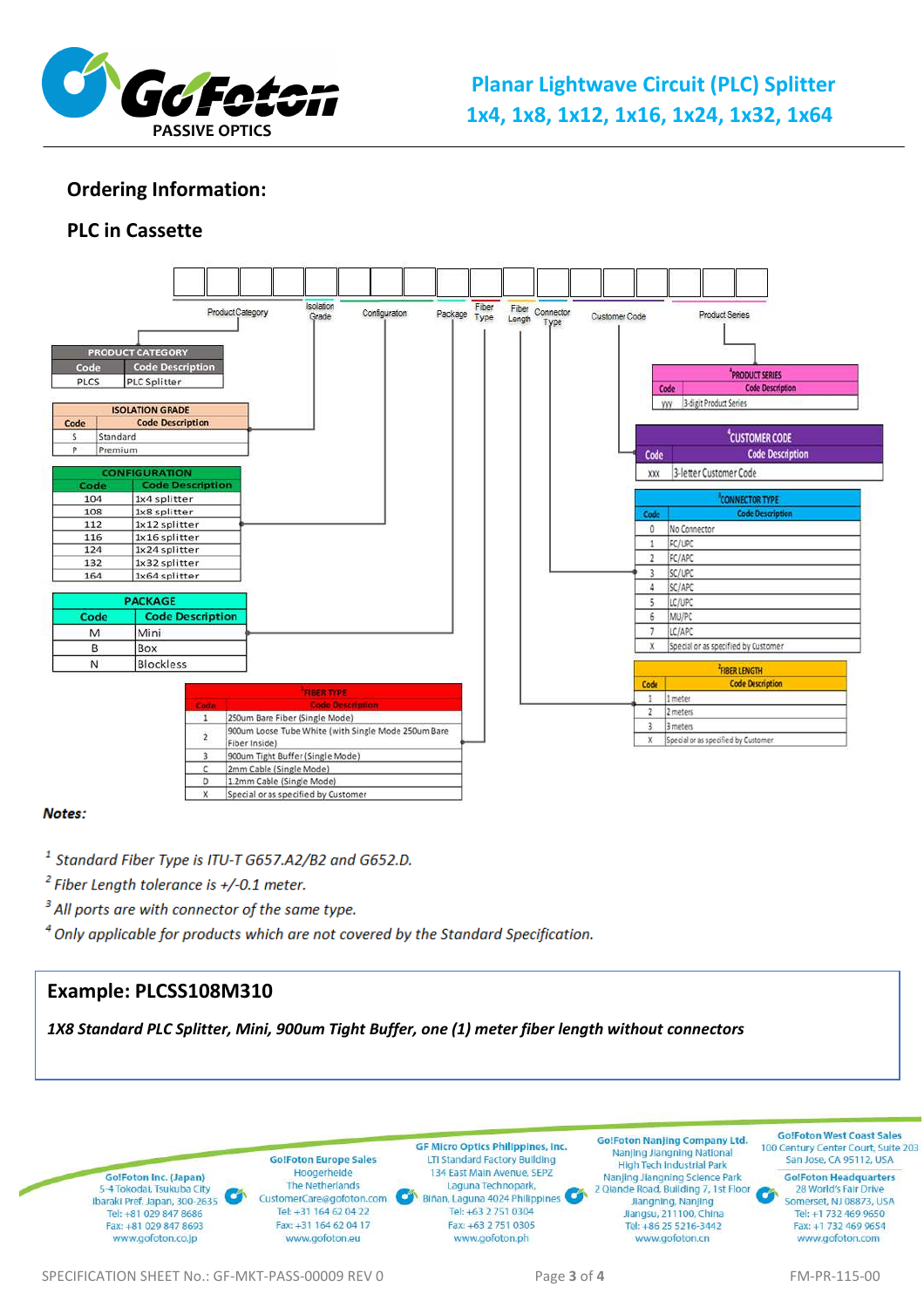## Ordering Information:

### PLC in Cassette

Code fields (in order): Product Category | Isolation Grade | Configuration | Package | Fiber Type | Fiber Length | Connector Type | Customer Code | Product Series

**PRODUCT CATEGORY**

| Code | Code Description |
|---|---|
| PLCS | PLC Splitter |

**ISOLATION GRADE**

| Code | Code Description |
|---|---|
| S | Standard |
| P | Premium |

**CONFIGURATION**

| Code | Code Description |
|---|---|
| 104 | 1x4 splitter |
| 108 | 1x8 splitter |
| 112 | 1x12 splitter |
| 116 | 1x16 splitter |
| 124 | 1x24 splitter |
| 132 | 1x32 splitter |
| 164 | 1x64 splitter |

**PACKAGE**

| Code | Code Description |
|---|---|
| M | Mini |
| B | Box |
| N | Blockless |

**FIBER TYPE** [1]

| Code | Code Description |
|---|---|
| 1 | 250um Bare Fiber (Single Mode) |
| 2 | 900um Loose Tube White (with Single Mode 250um Bare Fiber Inside) |
| 3 | 900um Tight Buffer (Single Mode) |
| C | 2mm Cable (Single Mode) |
| D | 1.2mm Cable (Single Mode) |
| X | Special or as specified by Customer |

**FIBER LENGTH** [2]

| Code | Code Description |
|---|---|
| 1 | 1 meter |
| 2 | 2 meters |
| 3 | 3 meters |
| X | Special or as specified by Customer |

**CONNECTOR TYPE** [3]

| Code | Code Description |
|---|---|
| 0 | No Connector |
| 1 | FC/UPC |
| 2 | FC/APC |
| 3 | SC/UPC |
| 4 | SC/APC |
| 5 | LC/UPC |
| 6 | MU/PC |
| 7 | LC/APC |
| X | Special or as specified by Customer |

**CUSTOMER CODE** [4]

| Code | Code Description |
|---|---|
| xxx | 3-letter Customer Code |

**PRODUCT SERIES** [4]

| Code | Code Description |
|---|---|
| yyy | 3-digit Product Series |

***Notes:***

*[1] Standard Fiber Type is ITU-T G657.A2/B2 and G652.D.*

*[2] Fiber Length tolerance is +/-0.1 meter.*

*[3] All ports are with connector of the same type.*

*[4] Only applicable for products which are not covered by the Standard Specification.*

**Example: PLCSS108M310**

***1X8 Standard PLC Splitter, Mini, 900um Tight Buffer, one (1) meter fiber length without connectors***

**G!Foton Inc. (Japan)**
5-4 Tokodai, Tsukuba City
Ibaraki Pref. Japan, 300-2635
Tel: +81 029 847 8686
Fax: +81 029 847 8693
www.gofoton.co.jp

**G!Foton Europe Sales**
Hoogerheide
The Netherlands
CustomerCare@gofoton.com
Tel: +31 164 62 04 22
Fax: +31 164 62 04 17
www.gofoton.eu

**GF Micro Optics Philippines, Inc.**
LTI Standard Factory Building
134 East Main Avenue, SEPZ
Laguna Technopark,
Biñan, Laguna 4024 Philippines
Tel: +63 2 751 0304
Fax: +63 2 751 0305
www.gofoton.ph

**G!Foton Nanjing Company Ltd.**
Nanjing Jiangning National
High Tech Industrial Park
Nanjing Jiangning Science Park
2 Qiande Road, Building 7, 1st Floor
Jiangning, Nanjing
Jiangsu, 211100, China
Tel: +86 25 5216-3442
www.gofoton.cn

**G!Foton West Coast Sales**
100 Century Center Court, Suite 203
San Jose, CA 95112, USA

**G!Foton Headquarters**
28 World's Fair Drive
Somerset, NJ 08873, USA
Tel: +1 732 469 9650
Fax: +1 732 469 9654
www.gofoton.com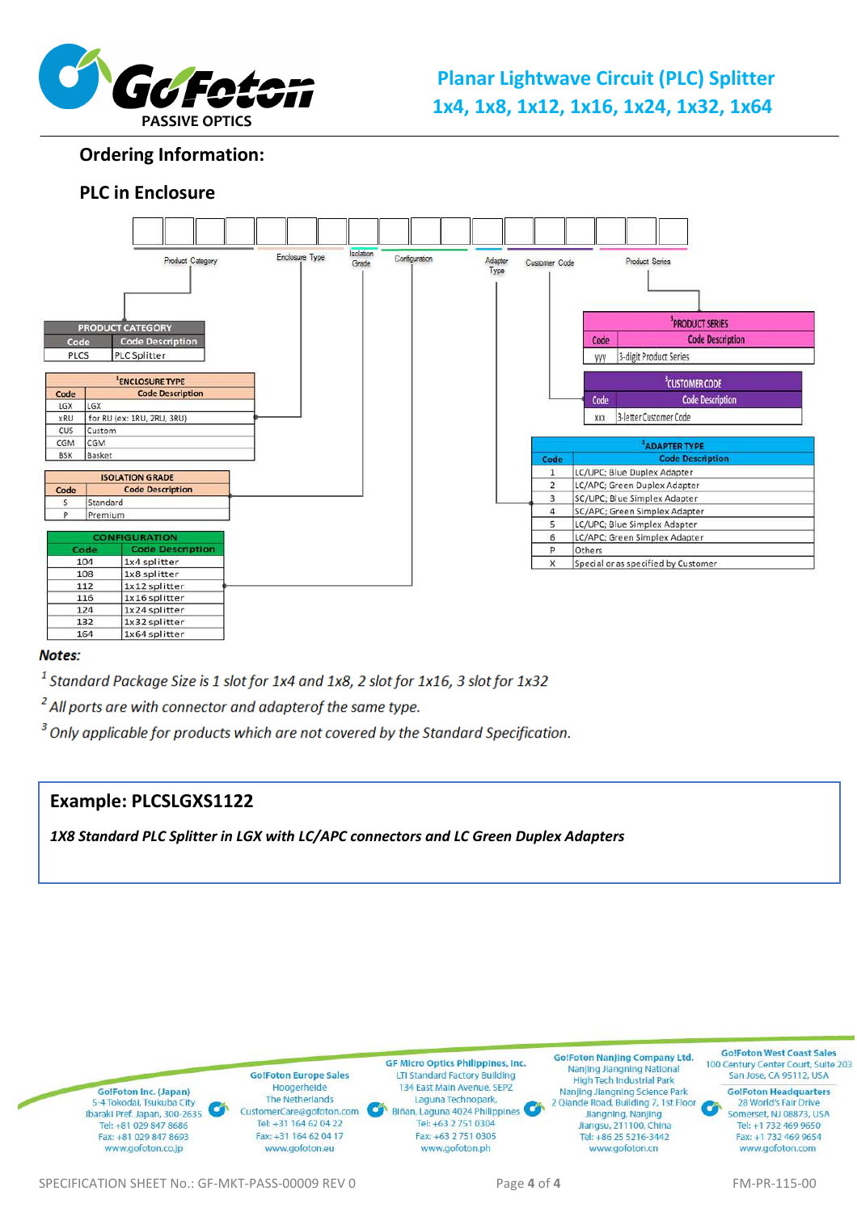**Planar Lightwave Circuit (PLC) Splitter**
**1x4, 1x8, 1x12, 1x16, 1x24, 1x32, 1x64**

## Ordering Information:

### PLC in Enclosure

Product Category | Enclosure Type | Isolation Grade | Configuration | Adapter Type | Customer Code | Product Series

| PRODUCT CATEGORY | |
|---|---|
| **Code** | **Code Description** |
| PLCS | PLC Splitter |

| ENCLOSURE TYPE [1] | |
|---|---|
| **Code** | **Code Description** |
| LGX | LGX |
| xRU | for RU (ex: 1RU, 2RU, 3RU) |
| CUS | Custom |
| CGM | CGM |
| BSK | Basket |

| ISOLATION GRADE | |
|---|---|
| **Code** | **Code Description** |
| S | Standard |
| P | Premium |

| CONFIGURATION | |
|---|---|
| **Code** | **Code Description** |
| 104 | 1x4 splitter |
| 108 | 1x8 splitter |
| 112 | 1x12 splitter |
| 116 | 1x16 splitter |
| 124 | 1x24 splitter |
| 132 | 1x32 splitter |
| 164 | 1x64 splitter |

| PRODUCT SERIES [3] | |
|---|---|
| **Code** | **Code Description** |
| yyy | 3-digit Product Series |

| CUSTOMER CODE [3] | |
|---|---|
| **Code** | **Code Description** |
| xxx | 3-letter Customer Code |

| ADAPTER TYPE [2] | |
|---|---|
| **Code** | **Code Description** |
| 1 | LC/UPC; Blue Duplex Adapter |
| 2 | LC/APC; Green Duplex Adapter |
| 3 | SC/UPC; Blue Simplex Adapter |
| 4 | SC/APC; Green Simplex Adapter |
| 5 | LC/UPC; Blue Simplex Adapter |
| 6 | LC/APC; Green Simplex Adapter |
| P | Others |
| X | Special or as specified by Customer |

***Notes:***

[1] *Standard Package Size is 1 slot for 1x4 and 1x8, 2 slot for 1x16, 3 slot for 1x32*

[2] *All ports are with connector and adapterof the same type.*

[3] *Only applicable for products which are not covered by the Standard Specification.*

## Example: PLCSLGXS1122

***1X8 Standard PLC Splitter in LGX with LC/APC connectors and LC Green Duplex Adapters***

**Go!Foton Inc. (Japan)**
5-4 Tokodai, Tsukuba City
Ibaraki Pref. Japan, 300-2635
Tel: +81 029 847 8686
Fax: +81 029 847 8693
www.gofoton.co.jp

**Go!Foton Europe Sales**
Hoogerheide
The Netherlands
CustomerCare@gofoton.com
Tel: +31 164 62 04 22
Fax: +31 164 62 04 17
www.gofoton.eu

**GF Micro Optics Philippines, Inc.**
LTI Standard Factory Building
134 East Main Avenue, SEPZ
Laguna Technopark,
Biñan, Laguna 4024 Philippines
Tel: +63 2 751 0304
Fax: +63 2 751 0305
www.gofoton.ph

**Go!Foton Nanjing Company Ltd.**
Nanjing Jiangning National
High Tech Industrial Park
Nanjing Jiangning Science Park
2 Qiande Road, Building 7, 1st Floor
Jiangning, Nanjing
Jiangsu, 211100, China
Tel: +86 25 5216-3442
www.gofoton.cn

**Go!Foton West Coast Sales**
100 Century Center Court, Suite 203
San Jose, CA 95112, USA

**Go!Foton Headquarters**
28 World's Fair Drive
Somerset, NJ 08873, USA
Tel: +1 732 469 9650
Fax: +1 732 469 9654
www.gofoton.com

SPECIFICATION SHEET No.: GF-MKT-PASS-00009 REV 0

FM-PR-115-00